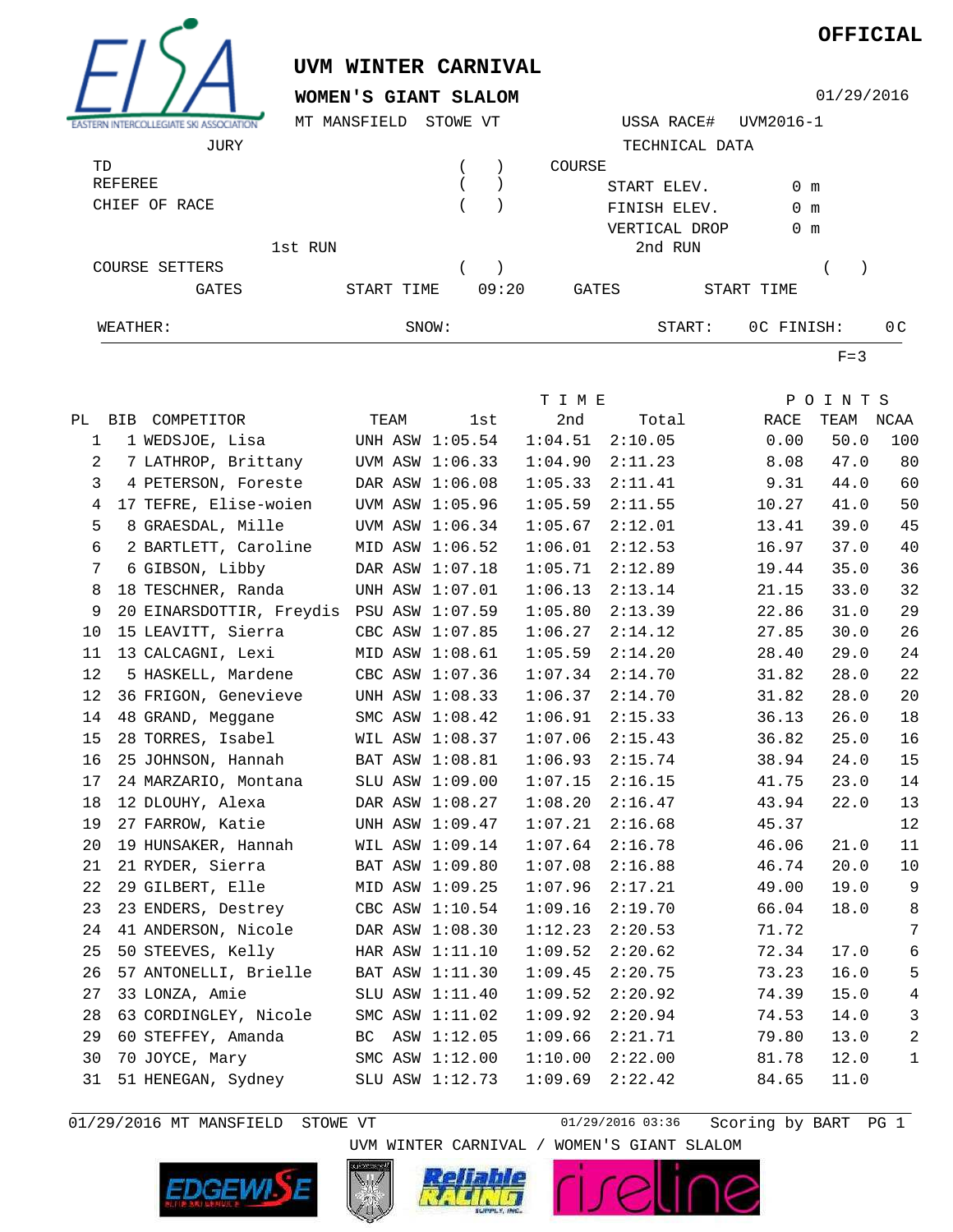**OFFICIAL**

# UVM WINTER CARNIVAL

## WOMEN'S GIANT SLALOM

01/29/2016

MT MANSFIELD STOWE VT

USSA RACE# UVM2016-1

JURY

TD ( )
REFEREE ( )
CHIEF OF RACE ( )

TECHNICAL DATA

COURSE
START ELEV. 0 m
FINISH ELEV. 0 m
VERTICAL DROP 0 m

1st RUN

COURSE SETTERS ( )
GATES START TIME 09:20

2nd RUN

( )
GATES START TIME

WEATHER: SNOW: START: 0C FINISH: 0C

F=3

| PL | BIB | COMPETITOR | TEAM | | TIME 1st | 2nd | Total | POINTS RACE | TEAM | NCAA |
|---|---|---|---|---|---|---|---|---|---|---|
| 1 | 1 | WEDSJOE, Lisa | UNH | ASW | 1:05.54 | 1:04.51 | 2:10.05 | 0.00 | 50.0 | 100 |
| 2 | 7 | LATHROP, Brittany | UVM | ASW | 1:06.33 | 1:04.90 | 2:11.23 | 8.08 | 47.0 | 80 |
| 3 | 4 | PETERSON, Foreste | DAR | ASW | 1:06.08 | 1:05.33 | 2:11.41 | 9.31 | 44.0 | 60 |
| 4 | 17 | TEFRE, Elise-woien | UVM | ASW | 1:05.96 | 1:05.59 | 2:11.55 | 10.27 | 41.0 | 50 |
| 5 | 8 | GRAESDAL, Mille | UVM | ASW | 1:06.34 | 1:05.67 | 2:12.01 | 13.41 | 39.0 | 45 |
| 6 | 2 | BARTLETT, Caroline | MID | ASW | 1:06.52 | 1:06.01 | 2:12.53 | 16.97 | 37.0 | 40 |
| 7 | 6 | GIBSON, Libby | DAR | ASW | 1:07.18 | 1:05.71 | 2:12.89 | 19.44 | 35.0 | 36 |
| 8 | 18 | TESCHNER, Randa | UNH | ASW | 1:07.01 | 1:06.13 | 2:13.14 | 21.15 | 33.0 | 32 |
| 9 | 20 | EINARSDOTTIR, Freydis | PSU | ASW | 1:07.59 | 1:05.80 | 2:13.39 | 22.86 | 31.0 | 29 |
| 10 | 15 | LEAVITT, Sierra | CBC | ASW | 1:07.85 | 1:06.27 | 2:14.12 | 27.85 | 30.0 | 26 |
| 11 | 13 | CALCAGNI, Lexi | MID | ASW | 1:08.61 | 1:05.59 | 2:14.20 | 28.40 | 29.0 | 24 |
| 12 | 5 | HASKELL, Mardene | CBC | ASW | 1:07.36 | 1:07.34 | 2:14.70 | 31.82 | 28.0 | 22 |
| 12 | 36 | FRIGON, Genevieve | UNH | ASW | 1:08.33 | 1:06.37 | 2:14.70 | 31.82 | 28.0 | 20 |
| 14 | 48 | GRAND, Meggane | SMC | ASW | 1:08.42 | 1:06.91 | 2:15.33 | 36.13 | 26.0 | 18 |
| 15 | 28 | TORRES, Isabel | WIL | ASW | 1:08.37 | 1:07.06 | 2:15.43 | 36.82 | 25.0 | 16 |
| 16 | 25 | JOHNSON, Hannah | BAT | ASW | 1:08.81 | 1:06.93 | 2:15.74 | 38.94 | 24.0 | 15 |
| 17 | 24 | MARZARIO, Montana | SLU | ASW | 1:09.00 | 1:07.15 | 2:16.15 | 41.75 | 23.0 | 14 |
| 18 | 12 | DLOUHY, Alexa | DAR | ASW | 1:08.27 | 1:08.20 | 2:16.47 | 43.94 | 22.0 | 13 |
| 19 | 27 | FARROW, Katie | UNH | ASW | 1:09.47 | 1:07.21 | 2:16.68 | 45.37 | | 12 |
| 20 | 19 | HUNSAKER, Hannah | WIL | ASW | 1:09.14 | 1:07.64 | 2:16.78 | 46.06 | 21.0 | 11 |
| 21 | 21 | RYDER, Sierra | BAT | ASW | 1:09.80 | 1:07.08 | 2:16.88 | 46.74 | 20.0 | 10 |
| 22 | 29 | GILBERT, Elle | MID | ASW | 1:09.25 | 1:07.96 | 2:17.21 | 49.00 | 19.0 | 9 |
| 23 | 23 | ENDERS, Destrey | CBC | ASW | 1:10.54 | 1:09.16 | 2:19.70 | 66.04 | 18.0 | 8 |
| 24 | 41 | ANDERSON, Nicole | DAR | ASW | 1:08.30 | 1:12.23 | 2:20.53 | 71.72 | | 7 |
| 25 | 50 | STEEVES, Kelly | HAR | ASW | 1:11.10 | 1:09.52 | 2:20.62 | 72.34 | 17.0 | 6 |
| 26 | 57 | ANTONELLI, Brielle | BAT | ASW | 1:11.30 | 1:09.45 | 2:20.75 | 73.23 | 16.0 | 5 |
| 27 | 33 | LONZA, Amie | SLU | ASW | 1:11.40 | 1:09.52 | 2:20.92 | 74.39 | 15.0 | 4 |
| 28 | 63 | CORDINGLEY, Nicole | SMC | ASW | 1:11.02 | 1:09.92 | 2:20.94 | 74.53 | 14.0 | 3 |
| 29 | 60 | STEFFEY, Amanda | BC | ASW | 1:12.05 | 1:09.66 | 2:21.71 | 79.80 | 13.0 | 2 |
| 30 | 70 | JOYCE, Mary | SMC | ASW | 1:12.00 | 1:10.00 | 2:22.00 | 81.78 | 12.0 | 1 |
| 31 | 51 | HENEGAN, Sydney | SLU | ASW | 1:12.73 | 1:09.69 | 2:22.42 | 84.65 | 11.0 | |

01/29/2016 MT MANSFIELD STOWE VT 01/29/2016 03:36 Scoring by BART

UVM WINTER CARNIVAL / WOMEN'S GIANT SLALOM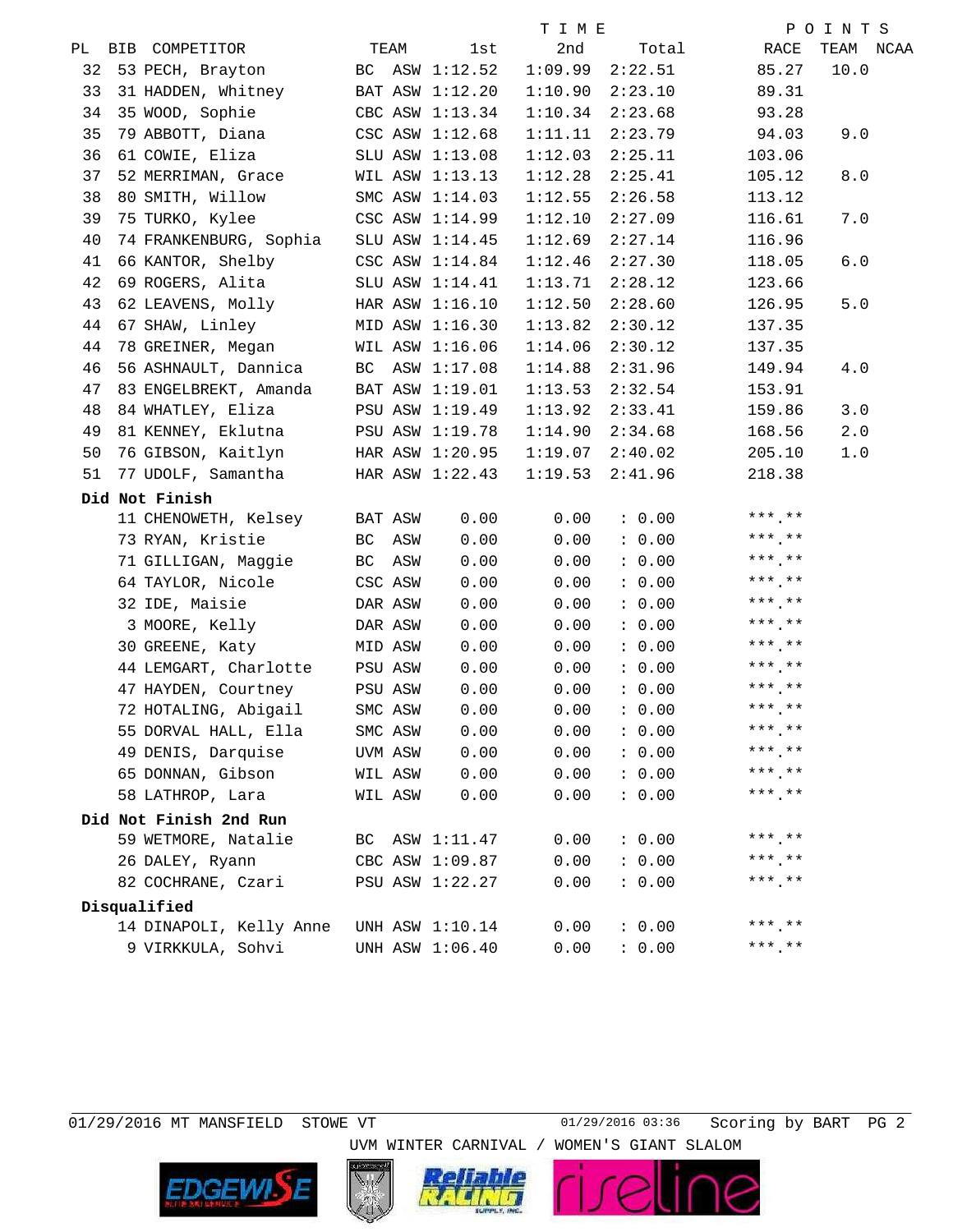| PL | BIB | COMPETITOR | TEAM | | TIME 1st | 2nd | Total | POINTS RACE | TEAM | NCAA |
|---|---|---|---|---|---|---|---|---|---|---|
| 32 | 53 | PECH, Brayton | BC | ASW | 1:12.52 | 1:09.99 | 2:22.51 | 85.27 | 10.0 | |
| 33 | 31 | HADDEN, Whitney | BAT | ASW | 1:12.20 | 1:10.90 | 2:23.10 | 89.31 | | |
| 34 | 35 | WOOD, Sophie | CBC | ASW | 1:13.34 | 1:10.34 | 2:23.68 | 93.28 | | |
| 35 | 79 | ABBOTT, Diana | CSC | ASW | 1:12.68 | 1:11.11 | 2:23.79 | 94.03 | 9.0 | |
| 36 | 61 | COWIE, Eliza | SLU | ASW | 1:13.08 | 1:12.03 | 2:25.11 | 103.06 | | |
| 37 | 52 | MERRIMAN, Grace | WIL | ASW | 1:13.13 | 1:12.28 | 2:25.41 | 105.12 | 8.0 | |
| 38 | 80 | SMITH, Willow | SMC | ASW | 1:14.03 | 1:12.55 | 2:26.58 | 113.12 | | |
| 39 | 75 | TURKO, Kylee | CSC | ASW | 1:14.99 | 1:12.10 | 2:27.09 | 116.61 | 7.0 | |
| 40 | 74 | FRANKENBURG, Sophia | SLU | ASW | 1:14.45 | 1:12.69 | 2:27.14 | 116.96 | | |
| 41 | 66 | KANTOR, Shelby | CSC | ASW | 1:14.84 | 1:12.46 | 2:27.30 | 118.05 | 6.0 | |
| 42 | 69 | ROGERS, Alita | SLU | ASW | 1:14.41 | 1:13.71 | 2:28.12 | 123.66 | | |
| 43 | 62 | LEAVENS, Molly | HAR | ASW | 1:16.10 | 1:12.50 | 2:28.60 | 126.95 | 5.0 | |
| 44 | 67 | SHAW, Linley | MID | ASW | 1:16.30 | 1:13.82 | 2:30.12 | 137.35 | | |
| 44 | 78 | GREINER, Megan | WIL | ASW | 1:16.06 | 1:14.06 | 2:30.12 | 137.35 | | |
| 46 | 56 | ASHNAULT, Dannica | BC | ASW | 1:17.08 | 1:14.88 | 2:31.96 | 149.94 | 4.0 | |
| 47 | 83 | ENGELBREKT, Amanda | BAT | ASW | 1:19.01 | 1:13.53 | 2:32.54 | 153.91 | | |
| 48 | 84 | WHATLEY, Eliza | PSU | ASW | 1:19.49 | 1:13.92 | 2:33.41 | 159.86 | 3.0 | |
| 49 | 81 | KENNEY, Eklutna | PSU | ASW | 1:19.78 | 1:14.90 | 2:34.68 | 168.56 | 2.0 | |
| 50 | 76 | GIBSON, Kaitlyn | HAR | ASW | 1:20.95 | 1:19.07 | 2:40.02 | 205.10 | 1.0 | |
| 51 | 77 | UDOLF, Samantha | HAR | ASW | 1:22.43 | 1:19.53 | 2:41.96 | 218.38 | | |
| **Did Not Finish** | | | | | | | | | | |
| | 11 | CHENOWETH, Kelsey | BAT | ASW | 0.00 | 0.00 | : 0.00 | ***.** | | |
| | 73 | RYAN, Kristie | BC | ASW | 0.00 | 0.00 | : 0.00 | ***.** | | |
| | 71 | GILLIGAN, Maggie | BC | ASW | 0.00 | 0.00 | : 0.00 | ***.** | | |
| | 64 | TAYLOR, Nicole | CSC | ASW | 0.00 | 0.00 | : 0.00 | ***.** | | |
| | 32 | IDE, Maisie | DAR | ASW | 0.00 | 0.00 | : 0.00 | ***.** | | |
| | 3 | MOORE, Kelly | DAR | ASW | 0.00 | 0.00 | : 0.00 | ***.** | | |
| | 30 | GREENE, Katy | MID | ASW | 0.00 | 0.00 | : 0.00 | ***.** | | |
| | 44 | LEMGART, Charlotte | PSU | ASW | 0.00 | 0.00 | : 0.00 | ***.** | | |
| | 47 | HAYDEN, Courtney | PSU | ASW | 0.00 | 0.00 | : 0.00 | ***.** | | |
| | 72 | HOTALING, Abigail | SMC | ASW | 0.00 | 0.00 | : 0.00 | ***.** | | |
| | 55 | DORVAL HALL, Ella | SMC | ASW | 0.00 | 0.00 | : 0.00 | ***.** | | |
| | 49 | DENIS, Darquise | UVM | ASW | 0.00 | 0.00 | : 0.00 | ***.** | | |
| | 65 | DONNAN, Gibson | WIL | ASW | 0.00 | 0.00 | : 0.00 | ***.** | | |
| | 58 | LATHROP, Lara | WIL | ASW | 0.00 | 0.00 | : 0.00 | ***.** | | |
| **Did Not Finish 2nd Run** | | | | | | | | | | |
| | 59 | WETMORE, Natalie | BC | ASW | 1:11.47 | 0.00 | : 0.00 | ***.** | | |
| | 26 | DALEY, Ryann | CBC | ASW | 1:09.87 | 0.00 | : 0.00 | ***.** | | |
| | 82 | COCHRANE, Czari | PSU | ASW | 1:22.27 | 0.00 | : 0.00 | ***.** | | |
| **Disqualified** | | | | | | | | | | |
| | 14 | DINAPOLI, Kelly Anne | UNH | ASW | 1:10.14 | 0.00 | : 0.00 | ***.** | | |
| | 9 | VIRKKULA, Sohvi | UNH | ASW | 1:06.40 | 0.00 | : 0.00 | ***.** | | |

01/29/2016 MT MANSFIELD STOWE VT 01/29/2016 03:36 Scoring by BART

UVM WINTER CARNIVAL / WOMEN'S GIANT SLALOM